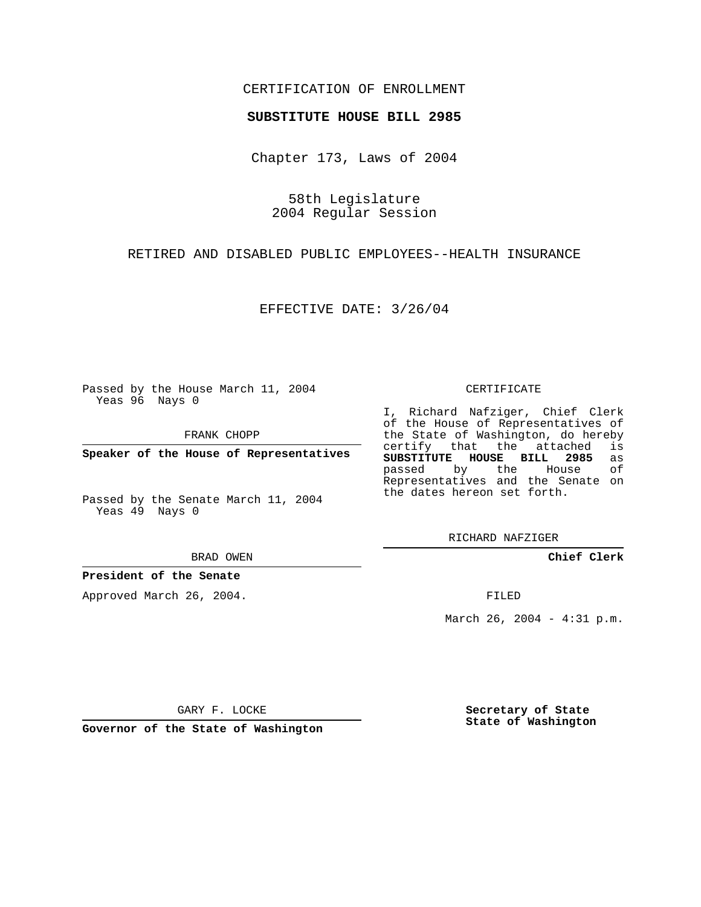CERTIFICATION OF ENROLLMENT

**SUBSTITUTE HOUSE BILL 2985**

Chapter 173, Laws of 2004

58th Legislature
2004 Regular Session

RETIRED AND DISABLED PUBLIC EMPLOYEES--HEALTH INSURANCE

EFFECTIVE DATE: 3/26/04

Passed by the House March 11, 2004
Yeas 96 Nays 0

FRANK CHOPP

**Speaker of the House of Representatives**

Passed by the Senate March 11, 2004
Yeas 49 Nays 0

BRAD OWEN

**President of the Senate**

Approved March 26, 2004.

GARY F. LOCKE

**Governor of the State of Washington**

CERTIFICATE

I, Richard Nafziger, Chief Clerk of the House of Representatives of the State of Washington, do hereby certify that the attached is **SUBSTITUTE HOUSE BILL 2985** as passed by the House of Representatives and the Senate on the dates hereon set forth.

RICHARD NAFZIGER

**Chief Clerk**

FILED

March 26, 2004 - 4:31 p.m.

**Secretary of State**
**State of Washington**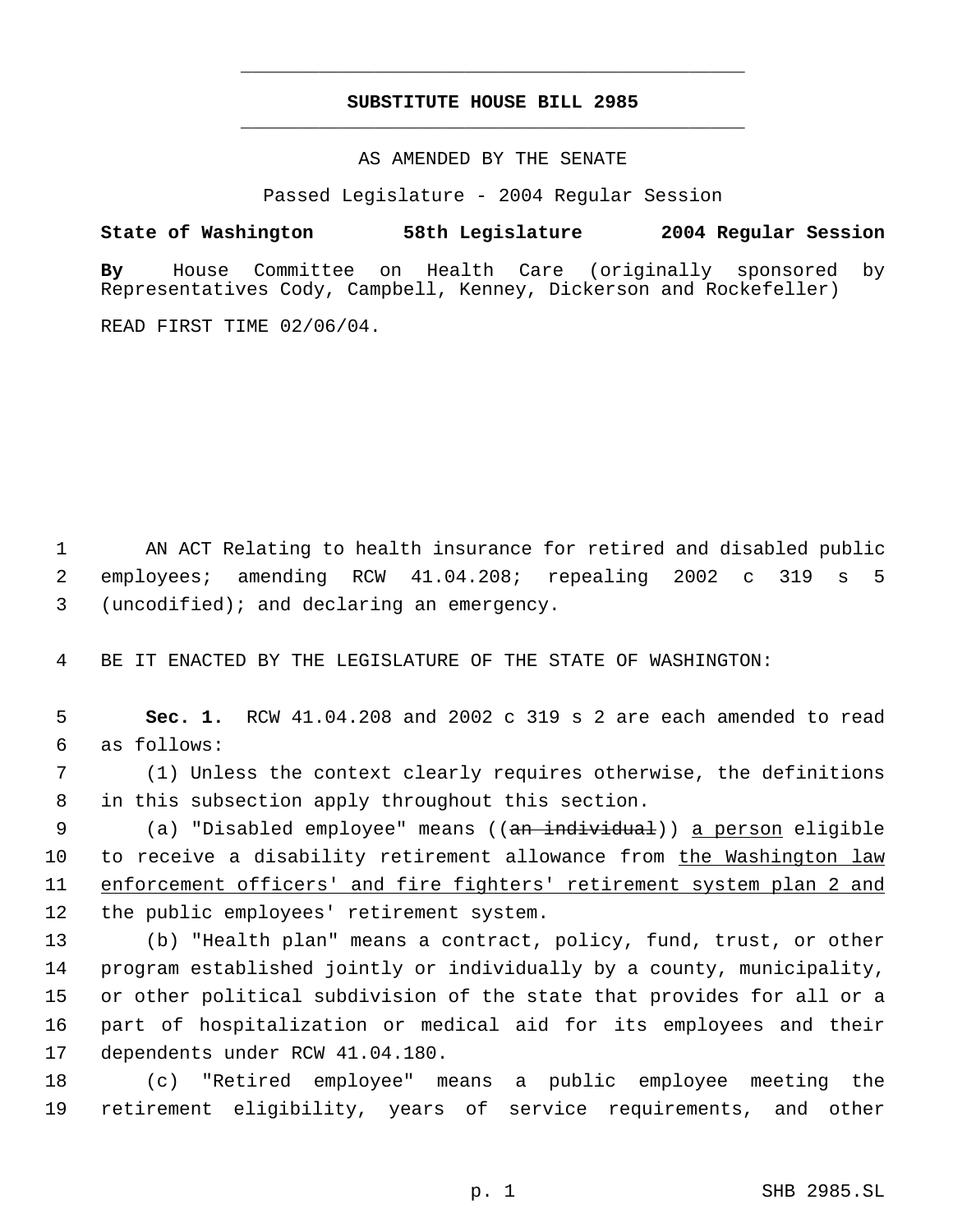# SUBSTITUTE HOUSE BILL 2985

AS AMENDED BY THE SENATE

Passed Legislature - 2004 Regular Session

**State of Washington 58th Legislature 2004 Regular Session**

**By** House Committee on Health Care (originally sponsored by Representatives Cody, Campbell, Kenney, Dickerson and Rockefeller)

READ FIRST TIME 02/06/04.

AN ACT Relating to health insurance for retired and disabled public employees; amending RCW 41.04.208; repealing 2002 c 319 s 5 (uncodified); and declaring an emergency.

BE IT ENACTED BY THE LEGISLATURE OF THE STATE OF WASHINGTON:

**Sec. 1.** RCW 41.04.208 and 2002 c 319 s 2 are each amended to read as follows:

(1) Unless the context clearly requires otherwise, the definitions in this subsection apply throughout this section.

(a) "Disabled employee" means ((~~an individual~~)) <u>a person</u> eligible to receive a disability retirement allowance from <u>the Washington law enforcement officers' and fire fighters' retirement system plan 2 and</u> the public employees' retirement system.

(b) "Health plan" means a contract, policy, fund, trust, or other program established jointly or individually by a county, municipality, or other political subdivision of the state that provides for all or a part of hospitalization or medical aid for its employees and their dependents under RCW 41.04.180.

(c) "Retired employee" means a public employee meeting the retirement eligibility, years of service requirements, and other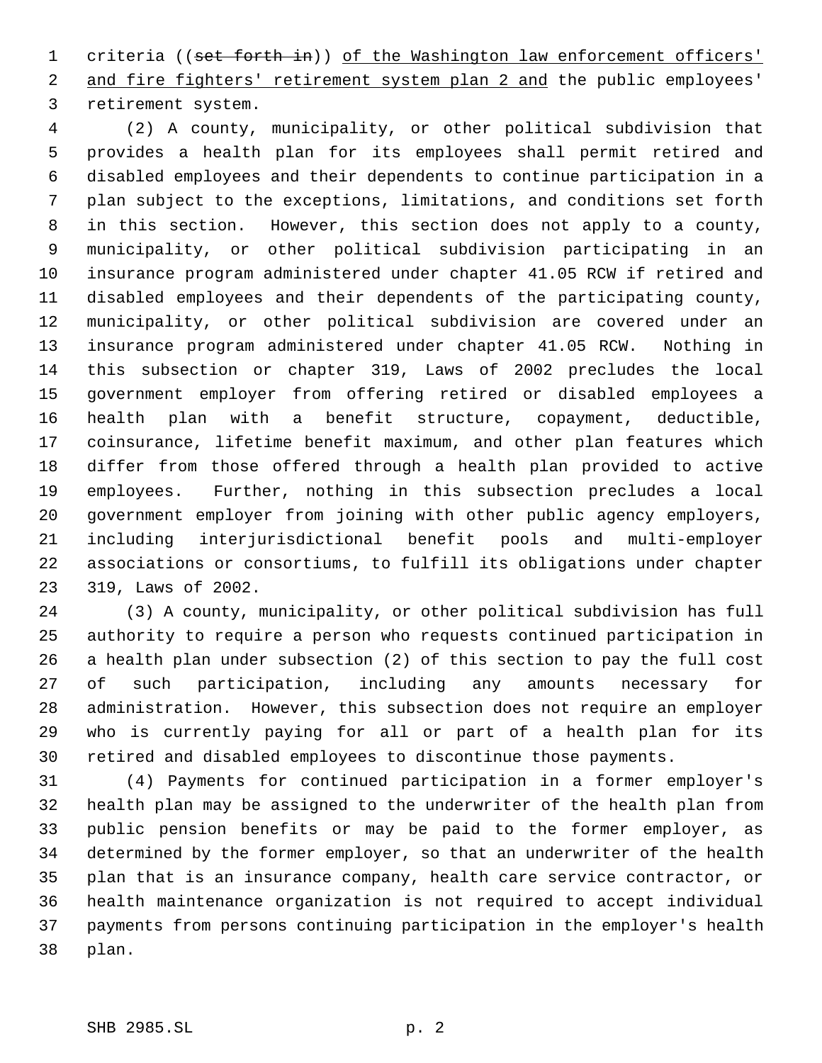criteria ((~~set forth in~~)) <u>of the Washington law enforcement officers' and fire fighters' retirement system plan 2 and</u> the public employees' retirement system.

(2) A county, municipality, or other political subdivision that provides a health plan for its employees shall permit retired and disabled employees and their dependents to continue participation in a plan subject to the exceptions, limitations, and conditions set forth in this section. However, this section does not apply to a county, municipality, or other political subdivision participating in an insurance program administered under chapter 41.05 RCW if retired and disabled employees and their dependents of the participating county, municipality, or other political subdivision are covered under an insurance program administered under chapter 41.05 RCW. Nothing in this subsection or chapter 319, Laws of 2002 precludes the local government employer from offering retired or disabled employees a health plan with a benefit structure, copayment, deductible, coinsurance, lifetime benefit maximum, and other plan features which differ from those offered through a health plan provided to active employees. Further, nothing in this subsection precludes a local government employer from joining with other public agency employers, including interjurisdictional benefit pools and multi-employer associations or consortiums, to fulfill its obligations under chapter 319, Laws of 2002.

(3) A county, municipality, or other political subdivision has full authority to require a person who requests continued participation in a health plan under subsection (2) of this section to pay the full cost of such participation, including any amounts necessary for administration. However, this subsection does not require an employer who is currently paying for all or part of a health plan for its retired and disabled employees to discontinue those payments.

(4) Payments for continued participation in a former employer's health plan may be assigned to the underwriter of the health plan from public pension benefits or may be paid to the former employer, as determined by the former employer, so that an underwriter of the health plan that is an insurance company, health care service contractor, or health maintenance organization is not required to accept individual payments from persons continuing participation in the employer's health plan.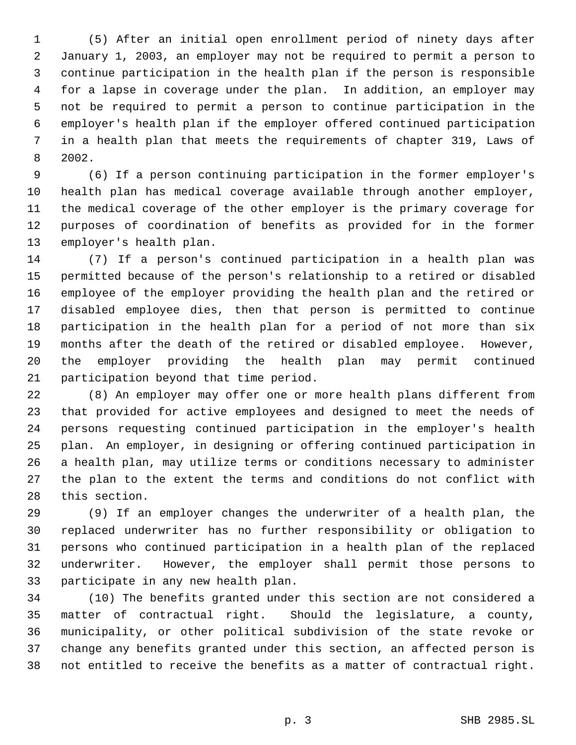(5) After an initial open enrollment period of ninety days after January 1, 2003, an employer may not be required to permit a person to continue participation in the health plan if the person is responsible for a lapse in coverage under the plan. In addition, an employer may not be required to permit a person to continue participation in the employer's health plan if the employer offered continued participation in a health plan that meets the requirements of chapter 319, Laws of 2002.

(6) If a person continuing participation in the former employer's health plan has medical coverage available through another employer, the medical coverage of the other employer is the primary coverage for purposes of coordination of benefits as provided for in the former employer's health plan.

(7) If a person's continued participation in a health plan was permitted because of the person's relationship to a retired or disabled employee of the employer providing the health plan and the retired or disabled employee dies, then that person is permitted to continue participation in the health plan for a period of not more than six months after the death of the retired or disabled employee. However, the employer providing the health plan may permit continued participation beyond that time period.

(8) An employer may offer one or more health plans different from that provided for active employees and designed to meet the needs of persons requesting continued participation in the employer's health plan. An employer, in designing or offering continued participation in a health plan, may utilize terms or conditions necessary to administer the plan to the extent the terms and conditions do not conflict with this section.

(9) If an employer changes the underwriter of a health plan, the replaced underwriter has no further responsibility or obligation to persons who continued participation in a health plan of the replaced underwriter. However, the employer shall permit those persons to participate in any new health plan.

(10) The benefits granted under this section are not considered a matter of contractual right. Should the legislature, a county, municipality, or other political subdivision of the state revoke or change any benefits granted under this section, an affected person is not entitled to receive the benefits as a matter of contractual right.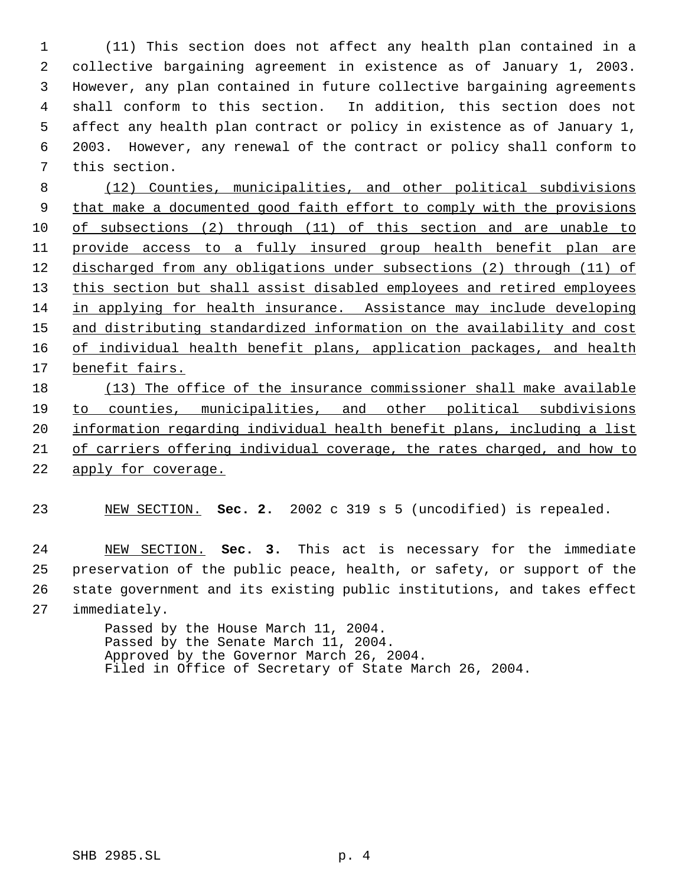(11) This section does not affect any health plan contained in a collective bargaining agreement in existence as of January 1, 2003. However, any plan contained in future collective bargaining agreements shall conform to this section. In addition, this section does not affect any health plan contract or policy in existence as of January 1, 2003. However, any renewal of the contract or policy shall conform to this section.

(12) Counties, municipalities, and other political subdivisions that make a documented good faith effort to comply with the provisions of subsections (2) through (11) of this section and are unable to provide access to a fully insured group health benefit plan are discharged from any obligations under subsections (2) through (11) of this section but shall assist disabled employees and retired employees in applying for health insurance. Assistance may include developing and distributing standardized information on the availability and cost of individual health benefit plans, application packages, and health benefit fairs.

(13) The office of the insurance commissioner shall make available to counties, municipalities, and other political subdivisions information regarding individual health benefit plans, including a list of carriers offering individual coverage, the rates charged, and how to apply for coverage.

NEW SECTION. **Sec. 2.** 2002 c 319 s 5 (uncodified) is repealed.

NEW SECTION. **Sec. 3.** This act is necessary for the immediate preservation of the public peace, health, or safety, or support of the state government and its existing public institutions, and takes effect immediately.

Passed by the House March 11, 2004.
Passed by the Senate March 11, 2004.
Approved by the Governor March 26, 2004.
Filed in Office of Secretary of State March 26, 2004.